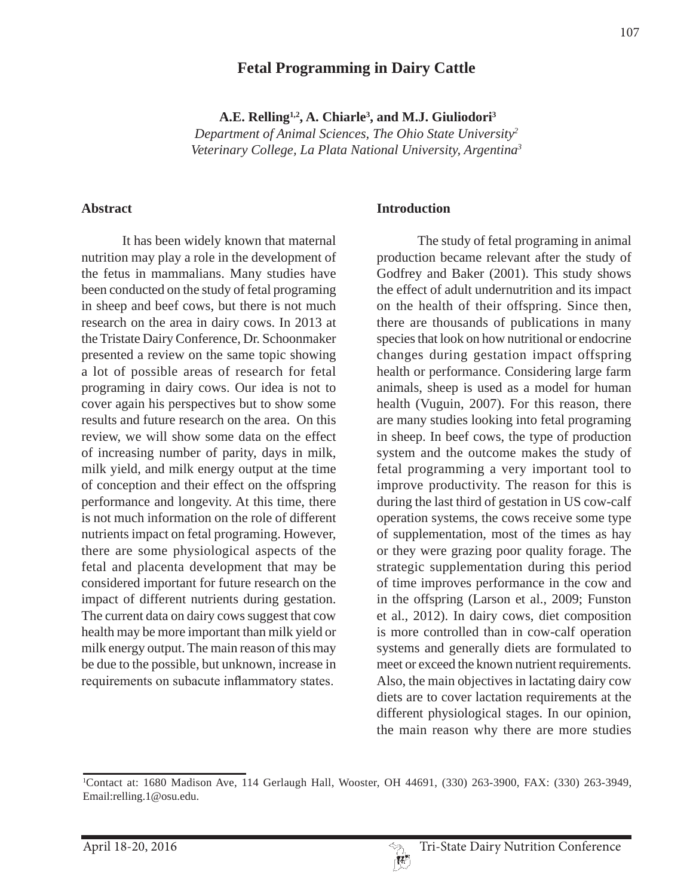# Fetal Programming in Dairy Cattle

**A.E. Relling[1,2], A. Chiarle[3], and M.J. Giuliodori[3]**

*Department of Animal Sciences, The Ohio State University[2]*
*Veterinary College, La Plata National University, Argentina[3]*

## Abstract

It has been widely known that maternal nutrition may play a role in the development of the fetus in mammalians. Many studies have been conducted on the study of fetal programing in sheep and beef cows, but there is not much research on the area in dairy cows. In 2013 at the Tristate Dairy Conference, Dr. Schoonmaker presented a review on the same topic showing a lot of possible areas of research for fetal programing in dairy cows. Our idea is not to cover again his perspectives but to show some results and future research on the area. On this review, we will show some data on the effect of increasing number of parity, days in milk, milk yield, and milk energy output at the time of conception and their effect on the offspring performance and longevity. At this time, there is not much information on the role of different nutrients impact on fetal programing. However, there are some physiological aspects of the fetal and placenta development that may be considered important for future research on the impact of different nutrients during gestation. The current data on dairy cows suggest that cow health may be more important than milk yield or milk energy output. The main reason of this may be due to the possible, but unknown, increase in requirements on subacute inflammatory states.

## Introduction

The study of fetal programing in animal production became relevant after the study of Godfrey and Baker (2001). This study shows the effect of adult undernutrition and its impact on the health of their offspring. Since then, there are thousands of publications in many species that look on how nutritional or endocrine changes during gestation impact offspring health or performance. Considering large farm animals, sheep is used as a model for human health (Vuguin, 2007). For this reason, there are many studies looking into fetal programing in sheep. In beef cows, the type of production system and the outcome makes the study of fetal programming a very important tool to improve productivity. The reason for this is during the last third of gestation in US cow-calf operation systems, the cows receive some type of supplementation, most of the times as hay or they were grazing poor quality forage. The strategic supplementation during this period of time improves performance in the cow and in the offspring (Larson et al., 2009; Funston et al., 2012). In dairy cows, diet composition is more controlled than in cow-calf operation systems and generally diets are formulated to meet or exceed the known nutrient requirements. Also, the main objectives in lactating dairy cow diets are to cover lactation requirements at the different physiological stages. In our opinion, the main reason why there are more studies

[1]Contact at: 1680 Madison Ave, 114 Gerlaugh Hall, Wooster, OH 44691, (330) 263-3900, FAX: (330) 263-3949, Email:relling.1@osu.edu.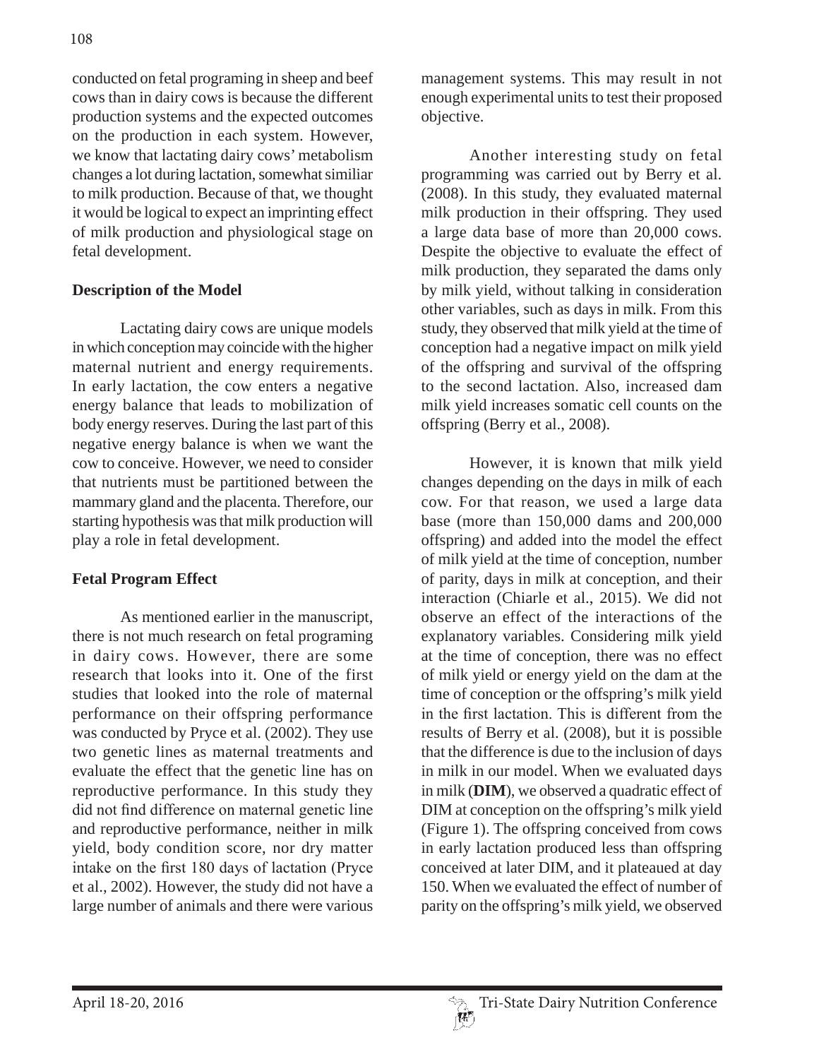conducted on fetal programing in sheep and beef cows than in dairy cows is because the different production systems and the expected outcomes on the production in each system. However, we know that lactating dairy cows' metabolism changes a lot during lactation, somewhat similiar to milk production. Because of that, we thought it would be logical to expect an imprinting effect of milk production and physiological stage on fetal development.

**Description of the Model**

Lactating dairy cows are unique models in which conception may coincide with the higher maternal nutrient and energy requirements. In early lactation, the cow enters a negative energy balance that leads to mobilization of body energy reserves. During the last part of this negative energy balance is when we want the cow to conceive. However, we need to consider that nutrients must be partitioned between the mammary gland and the placenta. Therefore, our starting hypothesis was that milk production will play a role in fetal development.

**Fetal Program Effect**

As mentioned earlier in the manuscript, there is not much research on fetal programing in dairy cows. However, there are some research that looks into it. One of the first studies that looked into the role of maternal performance on their offspring performance was conducted by Pryce et al. (2002). They use two genetic lines as maternal treatments and evaluate the effect that the genetic line has on reproductive performance. In this study they did not find difference on maternal genetic line and reproductive performance, neither in milk yield, body condition score, nor dry matter intake on the first 180 days of lactation (Pryce et al., 2002). However, the study did not have a large number of animals and there were various management systems. This may result in not enough experimental units to test their proposed objective.

Another interesting study on fetal programming was carried out by Berry et al. (2008). In this study, they evaluated maternal milk production in their offspring. They used a large data base of more than 20,000 cows. Despite the objective to evaluate the effect of milk production, they separated the dams only by milk yield, without talking in consideration other variables, such as days in milk. From this study, they observed that milk yield at the time of conception had a negative impact on milk yield of the offspring and survival of the offspring to the second lactation. Also, increased dam milk yield increases somatic cell counts on the offspring (Berry et al., 2008).

However, it is known that milk yield changes depending on the days in milk of each cow. For that reason, we used a large data base (more than 150,000 dams and 200,000 offspring) and added into the model the effect of milk yield at the time of conception, number of parity, days in milk at conception, and their interaction (Chiarle et al., 2015). We did not observe an effect of the interactions of the explanatory variables. Considering milk yield at the time of conception, there was no effect of milk yield or energy yield on the dam at the time of conception or the offspring's milk yield in the first lactation. This is different from the results of Berry et al. (2008), but it is possible that the difference is due to the inclusion of days in milk in our model. When we evaluated days in milk (**DIM**), we observed a quadratic effect of DIM at conception on the offspring's milk yield (Figure 1). The offspring conceived from cows in early lactation produced less than offspring conceived at later DIM, and it plateaued at day 150. When we evaluated the effect of number of parity on the offspring's milk yield, we observed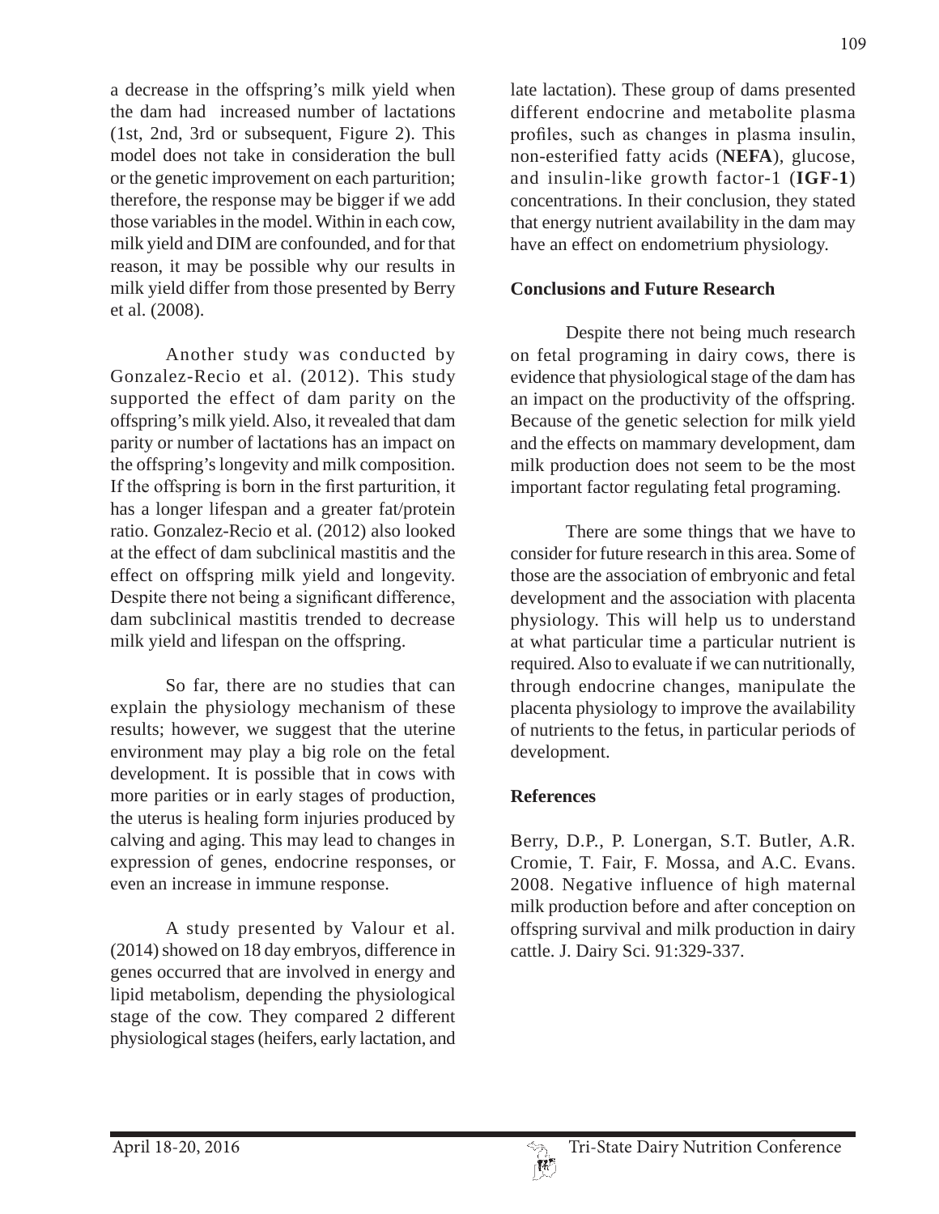a decrease in the offspring's milk yield when the dam had increased number of lactations (1st, 2nd, 3rd or subsequent, Figure 2). This model does not take in consideration the bull or the genetic improvement on each parturition; therefore, the response may be bigger if we add those variables in the model. Within in each cow, milk yield and DIM are confounded, and for that reason, it may be possible why our results in milk yield differ from those presented by Berry et al. (2008).

Another study was conducted by Gonzalez-Recio et al. (2012). This study supported the effect of dam parity on the offspring's milk yield. Also, it revealed that dam parity or number of lactations has an impact on the offspring's longevity and milk composition. If the offspring is born in the first parturition, it has a longer lifespan and a greater fat/protein ratio. Gonzalez-Recio et al. (2012) also looked at the effect of dam subclinical mastitis and the effect on offspring milk yield and longevity. Despite there not being a significant difference, dam subclinical mastitis trended to decrease milk yield and lifespan on the offspring.

So far, there are no studies that can explain the physiology mechanism of these results; however, we suggest that the uterine environment may play a big role on the fetal development. It is possible that in cows with more parities or in early stages of production, the uterus is healing form injuries produced by calving and aging. This may lead to changes in expression of genes, endocrine responses, or even an increase in immune response.

A study presented by Valour et al. (2014) showed on 18 day embryos, difference in genes occurred that are involved in energy and lipid metabolism, depending the physiological stage of the cow. They compared 2 different physiological stages (heifers, early lactation, and late lactation). These group of dams presented different endocrine and metabolite plasma profiles, such as changes in plasma insulin, non-esterified fatty acids (**NEFA**), glucose, and insulin-like growth factor-1 (**IGF-1**) concentrations. In their conclusion, they stated that energy nutrient availability in the dam may have an effect on endometrium physiology.

## Conclusions and Future Research

Despite there not being much research on fetal programing in dairy cows, there is evidence that physiological stage of the dam has an impact on the productivity of the offspring. Because of the genetic selection for milk yield and the effects on mammary development, dam milk production does not seem to be the most important factor regulating fetal programing.

There are some things that we have to consider for future research in this area. Some of those are the association of embryonic and fetal development and the association with placenta physiology. This will help us to understand at what particular time a particular nutrient is required. Also to evaluate if we can nutritionally, through endocrine changes, manipulate the placenta physiology to improve the availability of nutrients to the fetus, in particular periods of development.

## References

Berry, D.P., P. Lonergan, S.T. Butler, A.R. Cromie, T. Fair, F. Mossa, and A.C. Evans. 2008. Negative influence of high maternal milk production before and after conception on offspring survival and milk production in dairy cattle. J. Dairy Sci. 91:329-337.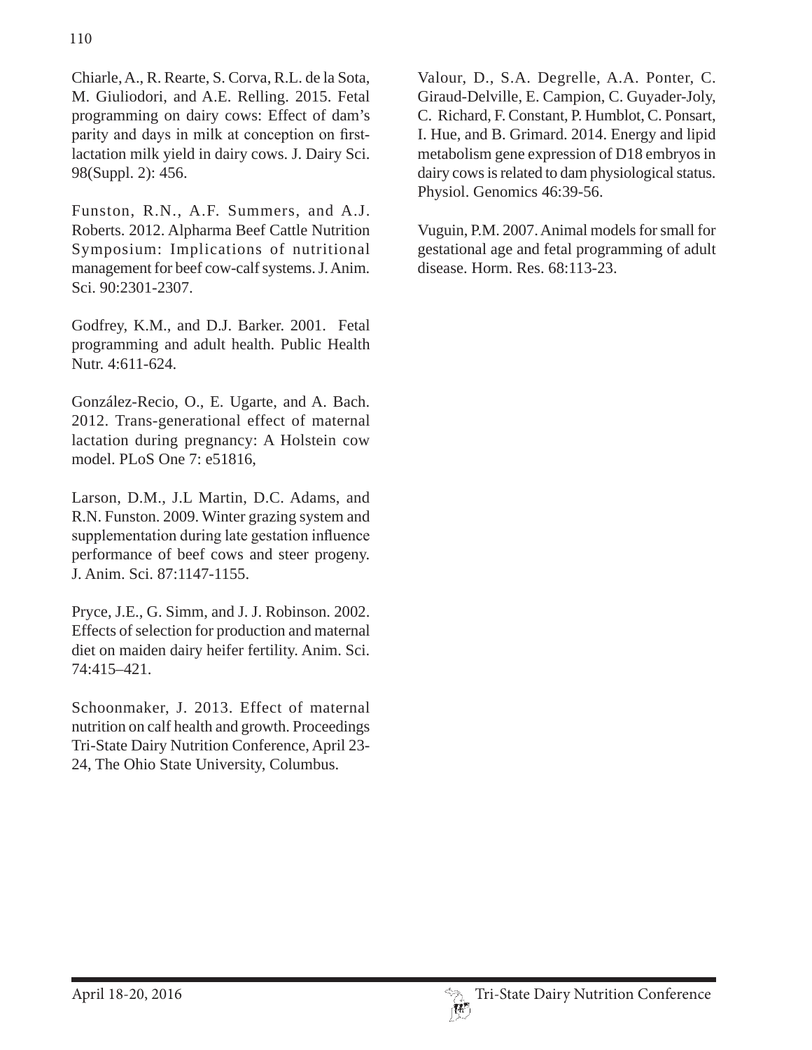Chiarle, A., R. Rearte, S. Corva, R.L. de la Sota, M. Giuliodori, and A.E. Relling. 2015. Fetal programming on dairy cows: Effect of dam's parity and days in milk at conception on first-lactation milk yield in dairy cows. J. Dairy Sci. 98(Suppl. 2): 456.

Funston, R.N., A.F. Summers, and A.J. Roberts. 2012. Alpharma Beef Cattle Nutrition Symposium: Implications of nutritional management for beef cow-calf systems. J. Anim. Sci. 90:2301-2307.

Godfrey, K.M., and D.J. Barker. 2001. Fetal programming and adult health. Public Health Nutr. 4:611-624.

González-Recio, O., E. Ugarte, and A. Bach. 2012. Trans-generational effect of maternal lactation during pregnancy: A Holstein cow model. PLoS One 7: e51816,

Larson, D.M., J.L Martin, D.C. Adams, and R.N. Funston. 2009. Winter grazing system and supplementation during late gestation influence performance of beef cows and steer progeny. J. Anim. Sci. 87:1147-1155.

Pryce, J.E., G. Simm, and J. J. Robinson. 2002. Effects of selection for production and maternal diet on maiden dairy heifer fertility. Anim. Sci. 74:415–421.

Schoonmaker, J. 2013. Effect of maternal nutrition on calf health and growth. Proceedings Tri-State Dairy Nutrition Conference, April 23-24, The Ohio State University, Columbus.

Valour, D., S.A. Degrelle, A.A. Ponter, C. Giraud-Delville, E. Campion, C. Guyader-Joly, C. Richard, F. Constant, P. Humblot, C. Ponsart, I. Hue, and B. Grimard. 2014. Energy and lipid metabolism gene expression of D18 embryos in dairy cows is related to dam physiological status. Physiol. Genomics 46:39-56.

Vuguin, P.M. 2007. Animal models for small for gestational age and fetal programming of adult disease. Horm. Res. 68:113-23.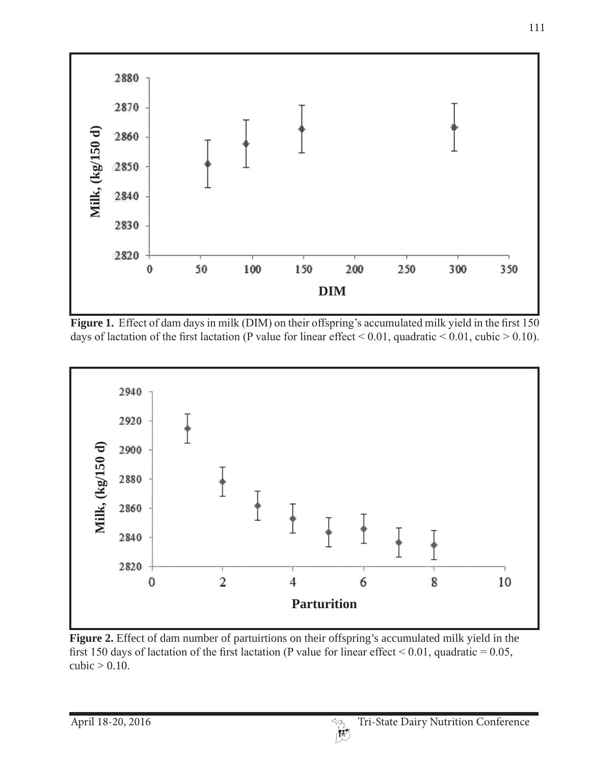2880
2870
2860
2850
2840
2830
2820
0 50 100 150 200 250 300 350
Milk, (kg/150 d)
DIM

**Figure 1.** Effect of dam days in milk (DIM) on their offspring's accumulated milk yield in the first 150 days of lactation of the first lactation (P value for linear effect < 0.01, quadratic < 0.01, cubic > 0.10).

2940
2920
2900
2880
2860
2840
2820
0 2 4 6 8 10
Milk, (kg/150 d)
Parturition

**Figure 2.** Effect of dam number of partuirtions on their offspring's accumulated milk yield in the first 150 days of lactation of the first lactation (P value for linear effect < 0.01, quadratic = 0.05, cubic > 0.10.